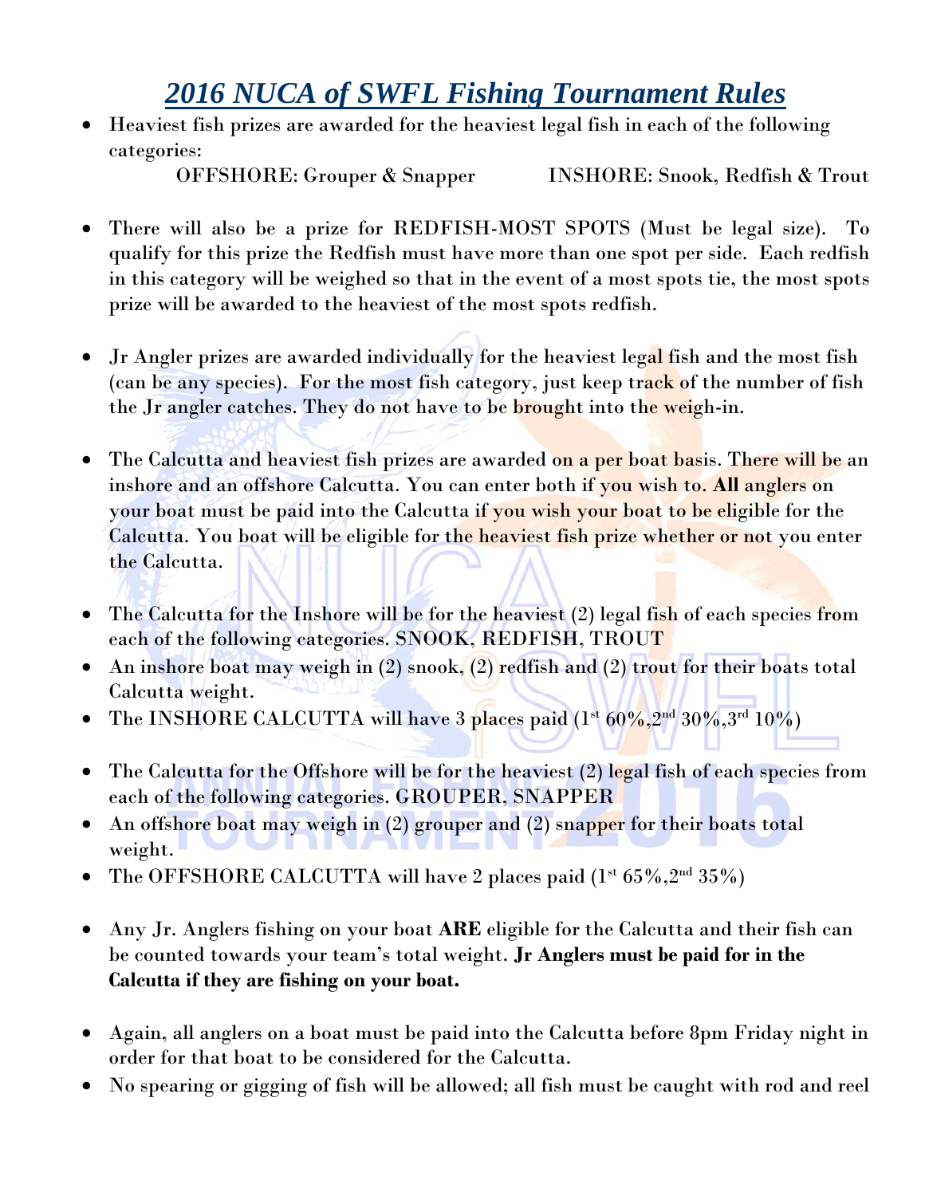# *2016 NUCA of SWFL Fishing Tournament Rules*

- Heaviest fish prizes are awarded for the heaviest legal fish in each of the following categories:

  OFFSHORE: Grouper & Snapper INSHORE: Snook, Redfish & Trout

- There will also be a prize for REDFISH-MOST SPOTS (Must be legal size). To qualify for this prize the Redfish must have more than one spot per side. Each redfish in this category will be weighed so that in the event of a most spots tie, the most spots prize will be awarded to the heaviest of the most spots redfish.

- Jr Angler prizes are awarded individually for the heaviest legal fish and the most fish (can be any species). For the most fish category, just keep track of the number of fish the Jr angler catches. They do not have to be brought into the weigh-in.

- The Calcutta and heaviest fish prizes are awarded on a per boat basis. There will be an inshore and an offshore Calcutta. You can enter both if you wish to. **All** anglers on your boat must be paid into the Calcutta if you wish your boat to be eligible for the Calcutta. You boat will be eligible for the heaviest fish prize whether or not you enter the Calcutta.

- The Calcutta for the Inshore will be for the heaviest (2) legal fish of each species from each of the following categories. SNOOK, REDFISH, TROUT
- An inshore boat may weigh in (2) snook, (2) redfish and (2) trout for their boats total Calcutta weight.
- The INSHORE CALCUTTA will have 3 places paid (1st 60%,2nd 30%,3rd 10%)

- The Calcutta for the Offshore will be for the heaviest (2) legal fish of each species from each of the following categories. GROUPER, SNAPPER
- An offshore boat may weigh in (2) grouper and (2) snapper for their boats total weight.
- The OFFSHORE CALCUTTA will have 2 places paid (1st 65%,2nd 35%)

- Any Jr. Anglers fishing on your boat **ARE** eligible for the Calcutta and their fish can be counted towards your team's total weight. **Jr Anglers must be paid for in the Calcutta if they are fishing on your boat.**

- Again, all anglers on a boat must be paid into the Calcutta before 8pm Friday night in order for that boat to be considered for the Calcutta.
- No spearing or gigging of fish will be allowed; all fish must be caught with rod and reel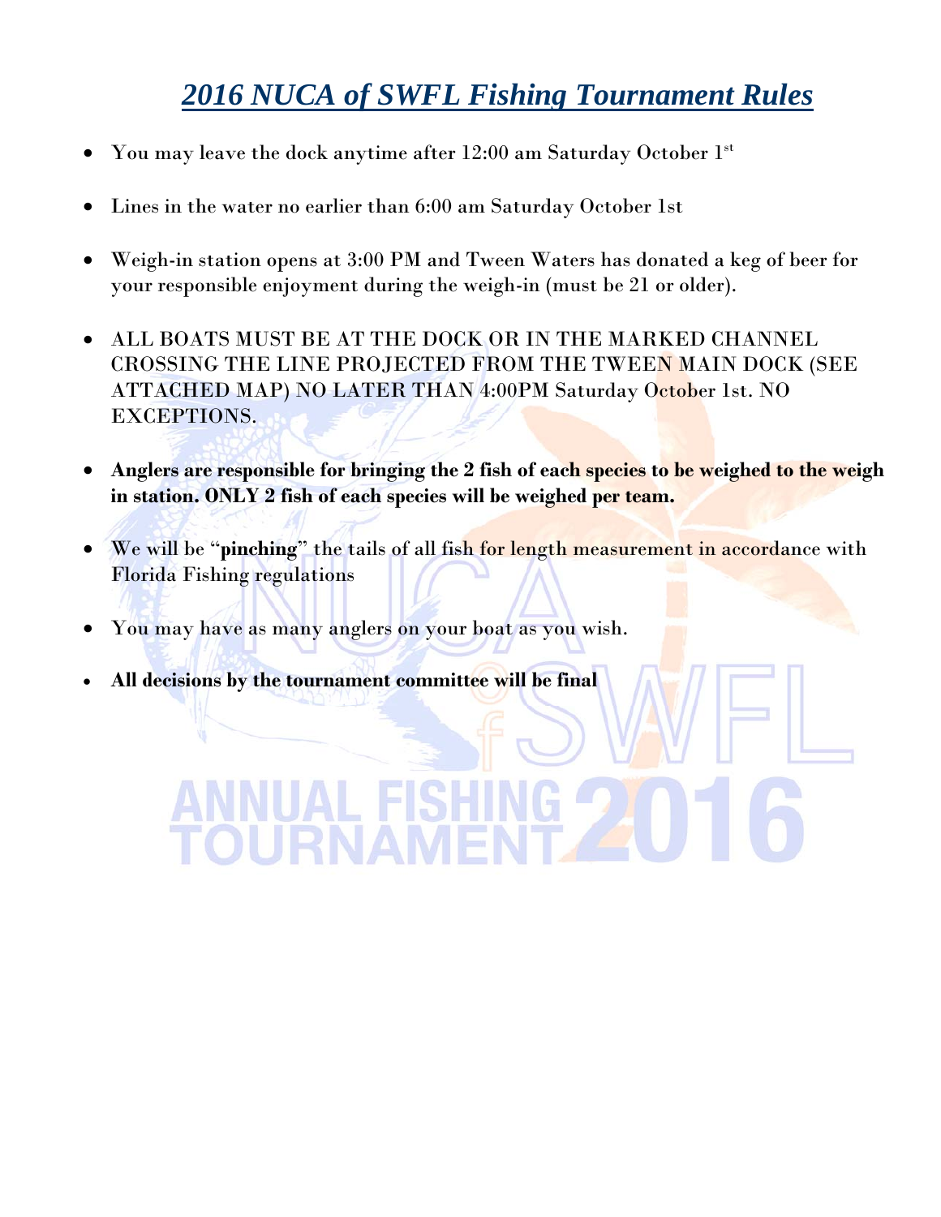# *2016 NUCA of SWFL Fishing Tournament Rules*

- You may leave the dock anytime after 12:00 am Saturday October 1st
- Lines in the water no earlier than 6:00 am Saturday October 1st
- Weigh-in station opens at 3:00 PM and Tween Waters has donated a keg of beer for your responsible enjoyment during the weigh-in (must be 21 or older).
- ALL BOATS MUST BE AT THE DOCK OR IN THE MARKED CHANNEL CROSSING THE LINE PROJECTED FROM THE TWEEN MAIN DOCK (SEE ATTACHED MAP) NO LATER THAN 4:00PM Saturday October 1st. NO EXCEPTIONS.
- **Anglers are responsible for bringing the 2 fish of each species to be weighed to the weigh in station. ONLY 2 fish of each species will be weighed per team.**
- We will be "**pinching**" the tails of all fish for length measurement in accordance with Florida Fishing regulations
- You may have as many anglers on your boat as you wish.
- **All decisions by the tournament committee will be final**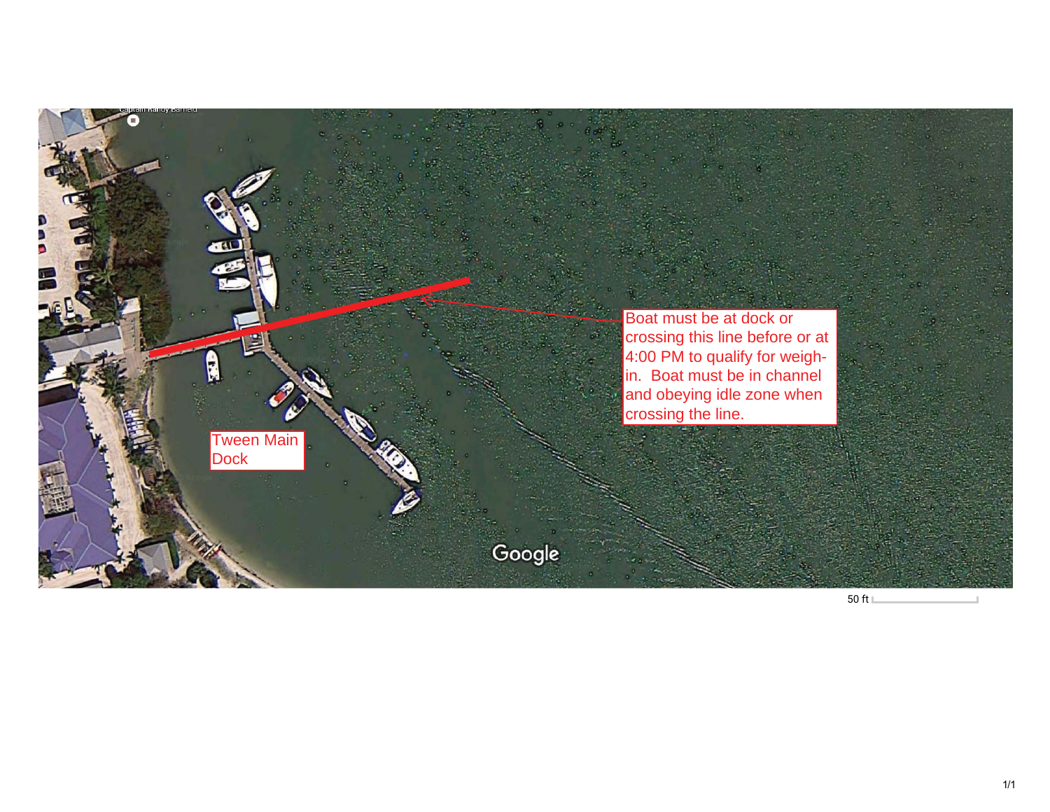Captain Randy Barfield

Boat must be at dock or crossing this line before or at 4:00 PM to qualify for weigh-in. Boat must be in channel and obeying idle zone when crossing the line.

Tween Main Dock

Google

50 ft